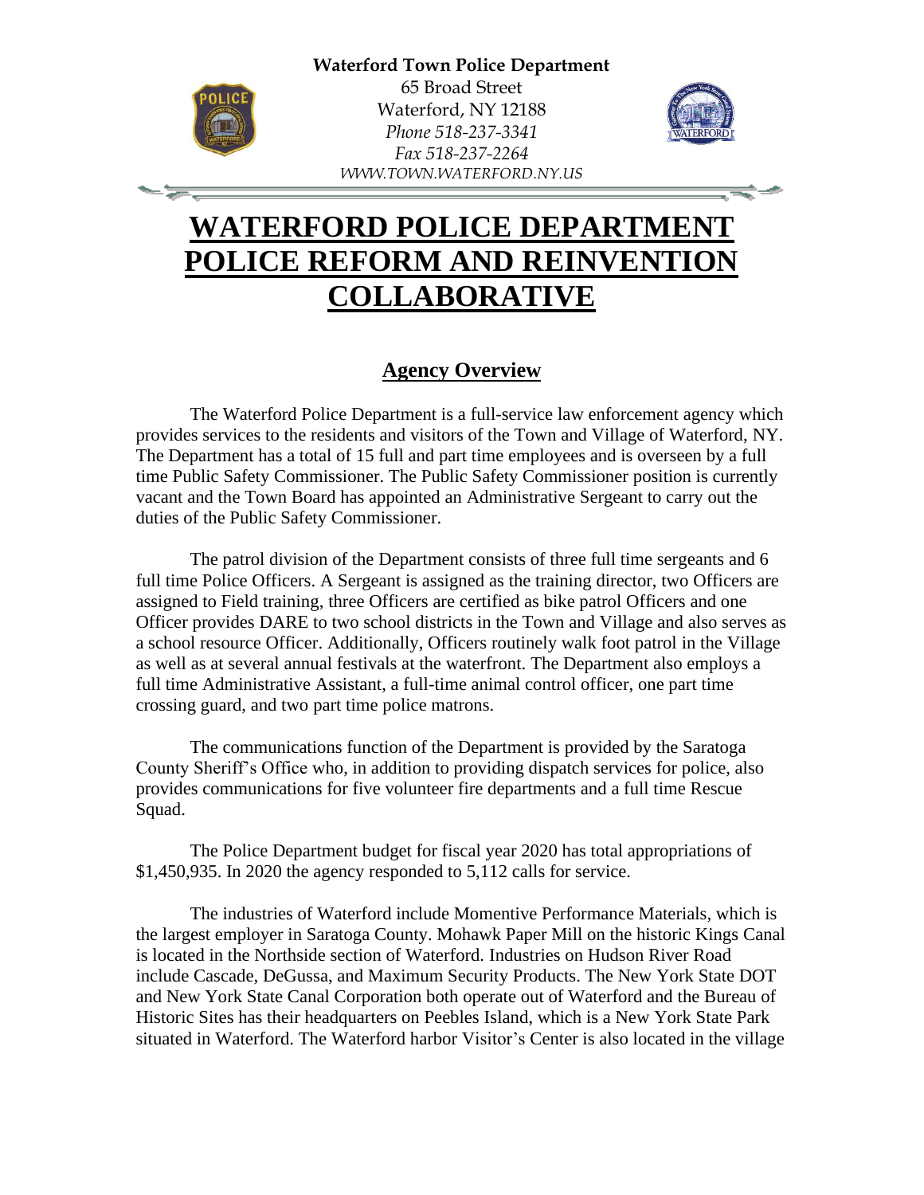**Waterford Town Police Department**
65 Broad Street
Waterford, NY 12188
*Phone 518-237-3341*
*Fax 518-237-2264*
*WWW.TOWN.WATERFORD.NY.US*

# WATERFORD POLICE DEPARTMENT POLICE REFORM AND REINVENTION COLLABORATIVE

## Agency Overview

The Waterford Police Department is a full-service law enforcement agency which provides services to the residents and visitors of the Town and Village of Waterford, NY. The Department has a total of 15 full and part time employees and is overseen by a full time Public Safety Commissioner. The Public Safety Commissioner position is currently vacant and the Town Board has appointed an Administrative Sergeant to carry out the duties of the Public Safety Commissioner.

The patrol division of the Department consists of three full time sergeants and 6 full time Police Officers. A Sergeant is assigned as the training director, two Officers are assigned to Field training, three Officers are certified as bike patrol Officers and one Officer provides DARE to two school districts in the Town and Village and also serves as a school resource Officer. Additionally, Officers routinely walk foot patrol in the Village as well as at several annual festivals at the waterfront. The Department also employs a full time Administrative Assistant, a full-time animal control officer, one part time crossing guard, and two part time police matrons.

The communications function of the Department is provided by the Saratoga County Sheriff's Office who, in addition to providing dispatch services for police, also provides communications for five volunteer fire departments and a full time Rescue Squad.

The Police Department budget for fiscal year 2020 has total appropriations of $1,450,935. In 2020 the agency responded to 5,112 calls for service.

The industries of Waterford include Momentive Performance Materials, which is the largest employer in Saratoga County. Mohawk Paper Mill on the historic Kings Canal is located in the Northside section of Waterford. Industries on Hudson River Road include Cascade, DeGussa, and Maximum Security Products. The New York State DOT and New York State Canal Corporation both operate out of Waterford and the Bureau of Historic Sites has their headquarters on Peebles Island, which is a New York State Park situated in Waterford. The Waterford harbor Visitor's Center is also located in the village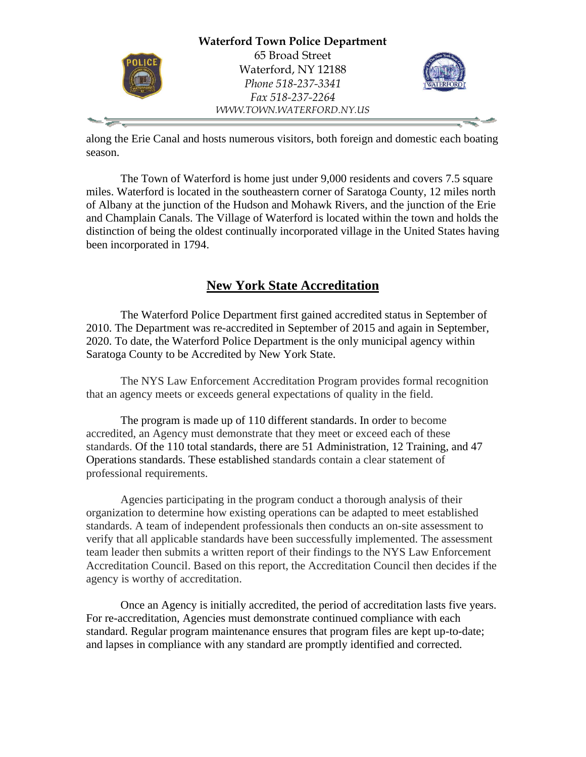along the Erie Canal and hosts numerous visitors, both foreign and domestic each boating season.

The Town of Waterford is home just under 9,000 residents and covers 7.5 square miles. Waterford is located in the southeastern corner of Saratoga County, 12 miles north of Albany at the junction of the Hudson and Mohawk Rivers, and the junction of the Erie and Champlain Canals. The Village of Waterford is located within the town and holds the distinction of being the oldest continually incorporated village in the United States having been incorporated in 1794.

## **New York State Accreditation**

The Waterford Police Department first gained accredited status in September of 2010. The Department was re-accredited in September of 2015 and again in September, 2020. To date, the Waterford Police Department is the only municipal agency within Saratoga County to be Accredited by New York State.

The NYS Law Enforcement Accreditation Program provides formal recognition that an agency meets or exceeds general expectations of quality in the field.

The program is made up of 110 different standards. In order to become accredited, an Agency must demonstrate that they meet or exceed each of these standards. Of the 110 total standards, there are 51 Administration, 12 Training, and 47 Operations standards. These established standards contain a clear statement of professional requirements.

Agencies participating in the program conduct a thorough analysis of their organization to determine how existing operations can be adapted to meet established standards. A team of independent professionals then conducts an on-site assessment to verify that all applicable standards have been successfully implemented. The assessment team leader then submits a written report of their findings to the NYS Law Enforcement Accreditation Council. Based on this report, the Accreditation Council then decides if the agency is worthy of accreditation.

Once an Agency is initially accredited, the period of accreditation lasts five years. For re-accreditation, Agencies must demonstrate continued compliance with each standard. Regular program maintenance ensures that program files are kept up-to-date; and lapses in compliance with any standard are promptly identified and corrected.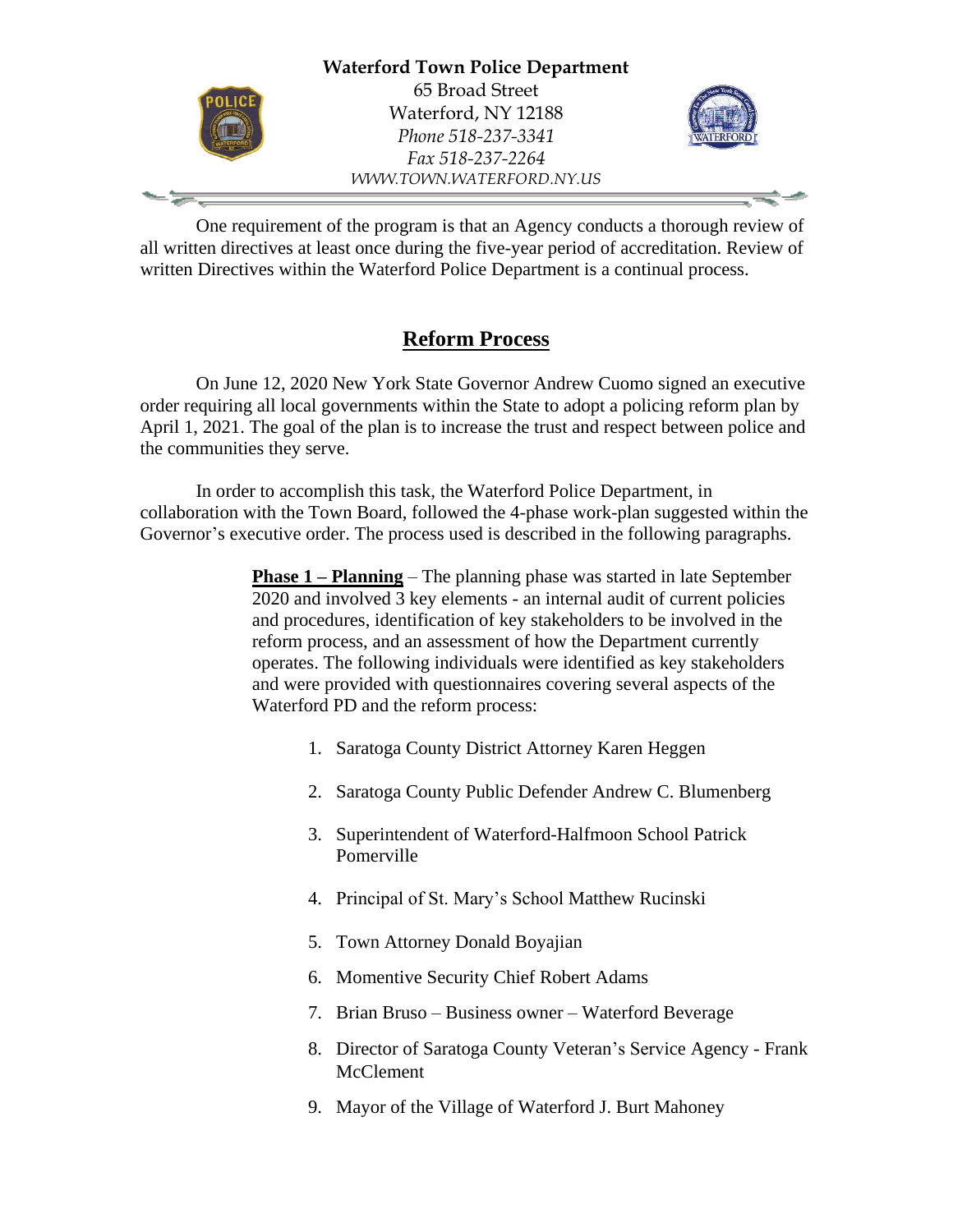One requirement of the program is that an Agency conducts a thorough review of all written directives at least once during the five-year period of accreditation. Review of written Directives within the Waterford Police Department is a continual process.

## Reform Process

On June 12, 2020 New York State Governor Andrew Cuomo signed an executive order requiring all local governments within the State to adopt a policing reform plan by April 1, 2021. The goal of the plan is to increase the trust and respect between police and the communities they serve.

In order to accomplish this task, the Waterford Police Department, in collaboration with the Town Board, followed the 4-phase work-plan suggested within the Governor's executive order. The process used is described in the following paragraphs.

**Phase 1 – Planning** – The planning phase was started in late September 2020 and involved 3 key elements - an internal audit of current policies and procedures, identification of key stakeholders to be involved in the reform process, and an assessment of how the Department currently operates. The following individuals were identified as key stakeholders and were provided with questionnaires covering several aspects of the Waterford PD and the reform process:

1. Saratoga County District Attorney Karen Heggen
2. Saratoga County Public Defender Andrew C. Blumenberg
3. Superintendent of Waterford-Halfmoon School Patrick Pomerville
4. Principal of St. Mary's School Matthew Rucinski
5. Town Attorney Donald Boyajian
6. Momentive Security Chief Robert Adams
7. Brian Bruso – Business owner – Waterford Beverage
8. Director of Saratoga County Veteran's Service Agency - Frank McClement
9. Mayor of the Village of Waterford J. Burt Mahoney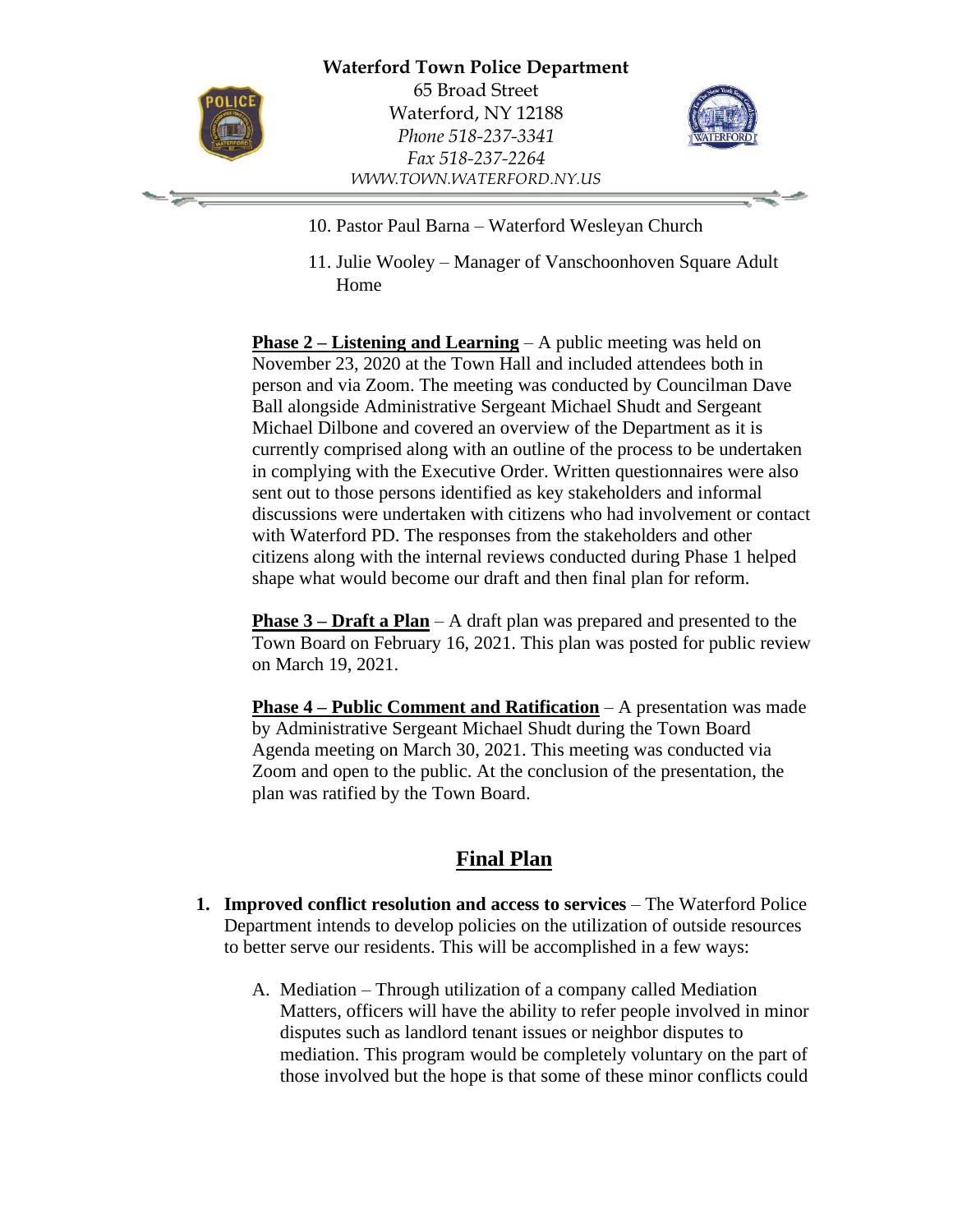10. Pastor Paul Barna – Waterford Wesleyan Church

11. Julie Wooley – Manager of Vanschoonhoven Square Adult Home

**Phase 2 – Listening and Learning** – A public meeting was held on November 23, 2020 at the Town Hall and included attendees both in person and via Zoom. The meeting was conducted by Councilman Dave Ball alongside Administrative Sergeant Michael Shudt and Sergeant Michael Dilbone and covered an overview of the Department as it is currently comprised along with an outline of the process to be undertaken in complying with the Executive Order. Written questionnaires were also sent out to those persons identified as key stakeholders and informal discussions were undertaken with citizens who had involvement or contact with Waterford PD. The responses from the stakeholders and other citizens along with the internal reviews conducted during Phase 1 helped shape what would become our draft and then final plan for reform.

**Phase 3 – Draft a Plan** – A draft plan was prepared and presented to the Town Board on February 16, 2021. This plan was posted for public review on March 19, 2021.

**Phase 4 – Public Comment and Ratification** – A presentation was made by Administrative Sergeant Michael Shudt during the Town Board Agenda meeting on March 30, 2021. This meeting was conducted via Zoom and open to the public. At the conclusion of the presentation, the plan was ratified by the Town Board.

## Final Plan

1. **Improved conflict resolution and access to services** – The Waterford Police Department intends to develop policies on the utilization of outside resources to better serve our residents. This will be accomplished in a few ways:

   A. Mediation – Through utilization of a company called Mediation Matters, officers will have the ability to refer people involved in minor disputes such as landlord tenant issues or neighbor disputes to mediation. This program would be completely voluntary on the part of those involved but the hope is that some of these minor conflicts could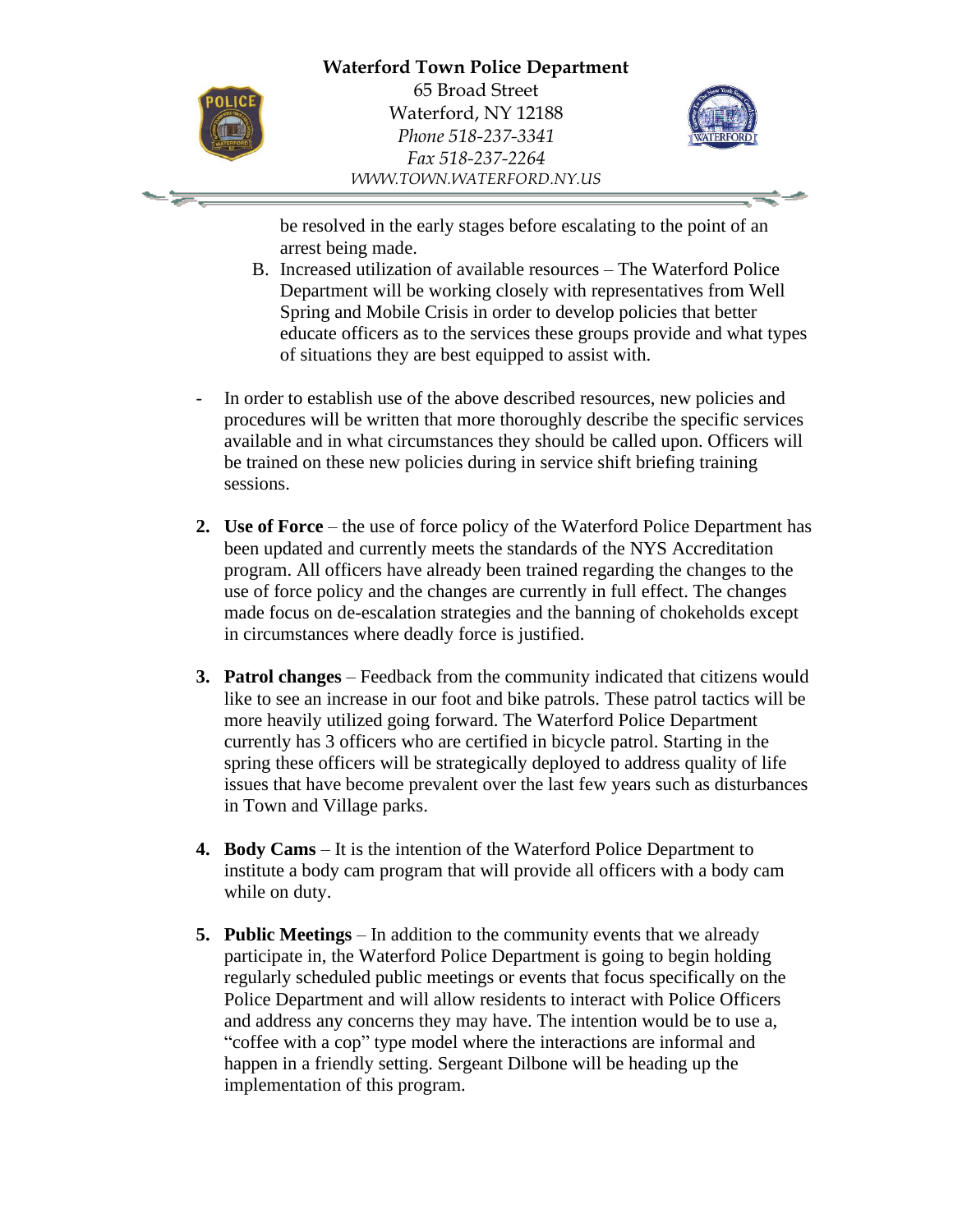be resolved in the early stages before escalating to the point of an arrest being made.

B. Increased utilization of available resources – The Waterford Police Department will be working closely with representatives from Well Spring and Mobile Crisis in order to develop policies that better educate officers as to the services these groups provide and what types of situations they are best equipped to assist with.

- In order to establish use of the above described resources, new policies and procedures will be written that more thoroughly describe the specific services available and in what circumstances they should be called upon. Officers will be trained on these new policies during in service shift briefing training sessions.

2. **Use of Force** – the use of force policy of the Waterford Police Department has been updated and currently meets the standards of the NYS Accreditation program. All officers have already been trained regarding the changes to the use of force policy and the changes are currently in full effect. The changes made focus on de-escalation strategies and the banning of chokeholds except in circumstances where deadly force is justified.

3. **Patrol changes** – Feedback from the community indicated that citizens would like to see an increase in our foot and bike patrols. These patrol tactics will be more heavily utilized going forward. The Waterford Police Department currently has 3 officers who are certified in bicycle patrol. Starting in the spring these officers will be strategically deployed to address quality of life issues that have become prevalent over the last few years such as disturbances in Town and Village parks.

4. **Body Cams** – It is the intention of the Waterford Police Department to institute a body cam program that will provide all officers with a body cam while on duty.

5. **Public Meetings** – In addition to the community events that we already participate in, the Waterford Police Department is going to begin holding regularly scheduled public meetings or events that focus specifically on the Police Department and will allow residents to interact with Police Officers and address any concerns they may have. The intention would be to use a, "coffee with a cop" type model where the interactions are informal and happen in a friendly setting. Sergeant Dilbone will be heading up the implementation of this program.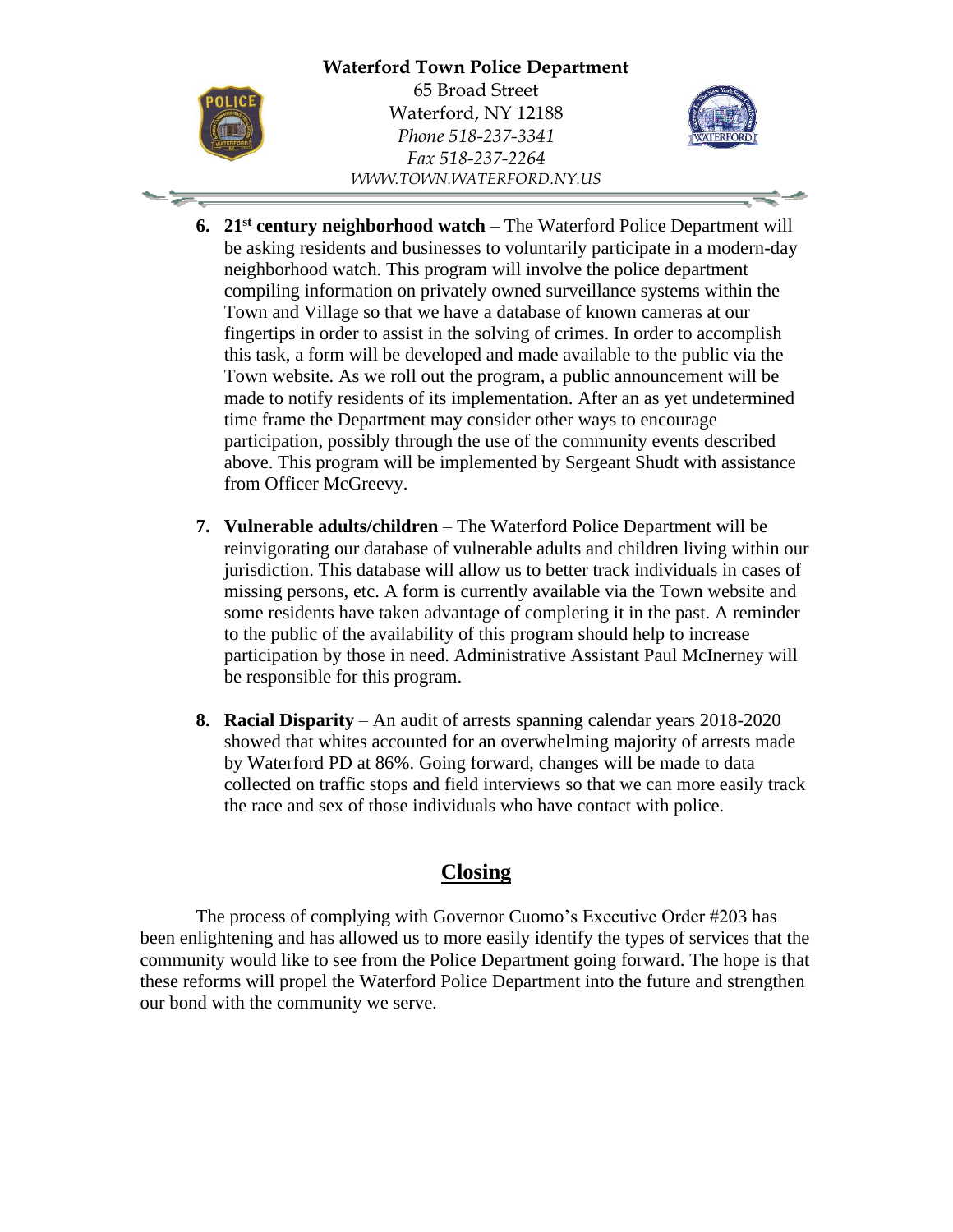6. **21st century neighborhood watch** – The Waterford Police Department will be asking residents and businesses to voluntarily participate in a modern-day neighborhood watch. This program will involve the police department compiling information on privately owned surveillance systems within the Town and Village so that we have a database of known cameras at our fingertips in order to assist in the solving of crimes. In order to accomplish this task, a form will be developed and made available to the public via the Town website. As we roll out the program, a public announcement will be made to notify residents of its implementation. After an as yet undetermined time frame the Department may consider other ways to encourage participation, possibly through the use of the community events described above. This program will be implemented by Sergeant Shudt with assistance from Officer McGreevy.

7. **Vulnerable adults/children** – The Waterford Police Department will be reinvigorating our database of vulnerable adults and children living within our jurisdiction. This database will allow us to better track individuals in cases of missing persons, etc. A form is currently available via the Town website and some residents have taken advantage of completing it in the past. A reminder to the public of the availability of this program should help to increase participation by those in need. Administrative Assistant Paul McInerney will be responsible for this program.

8. **Racial Disparity** – An audit of arrests spanning calendar years 2018-2020 showed that whites accounted for an overwhelming majority of arrests made by Waterford PD at 86%. Going forward, changes will be made to data collected on traffic stops and field interviews so that we can more easily track the race and sex of those individuals who have contact with police.

## Closing

The process of complying with Governor Cuomo's Executive Order #203 has been enlightening and has allowed us to more easily identify the types of services that the community would like to see from the Police Department going forward. The hope is that these reforms will propel the Waterford Police Department into the future and strengthen our bond with the community we serve.